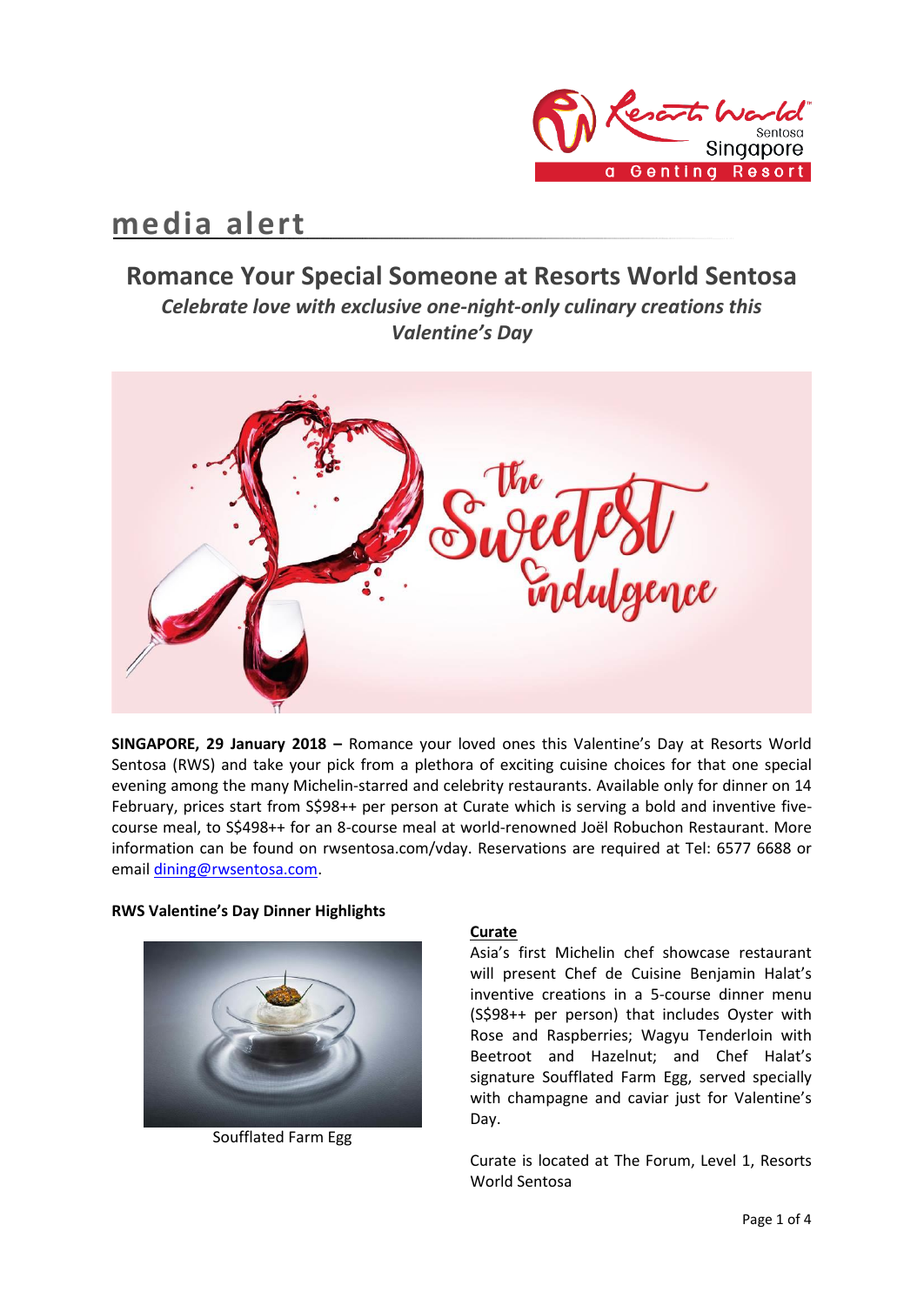# media alert

## Romance Your Special Someone at Resorts World Sentosa

***Celebrate love with exclusive one-night-only culinary creations this Valentine's Day***

**SINGAPORE, 29 January 2018 –** Romance your loved ones this Valentine's Day at Resorts World Sentosa (RWS) and take your pick from a plethora of exciting cuisine choices for that one special evening among the many Michelin-starred and celebrity restaurants. Available only for dinner on 14 February, prices start from S$98++ per person at Curate which is serving a bold and inventive five-course meal, to S$498++ for an 8-course meal at world-renowned Joël Robuchon Restaurant. More information can be found on rwsentosa.com/vday. Reservations are required at Tel: 6577 6688 or email dining@rwsentosa.com.

**RWS Valentine's Day Dinner Highlights**

Soufflated Farm Egg

**Curate**

Asia's first Michelin chef showcase restaurant will present Chef de Cuisine Benjamin Halat's inventive creations in a 5-course dinner menu (S$98++ per person) that includes Oyster with Rose and Raspberries; Wagyu Tenderloin with Beetroot and Hazelnut; and Chef Halat's signature Soufflated Farm Egg, served specially with champagne and caviar just for Valentine's Day.

Curate is located at The Forum, Level 1, Resorts World Sentosa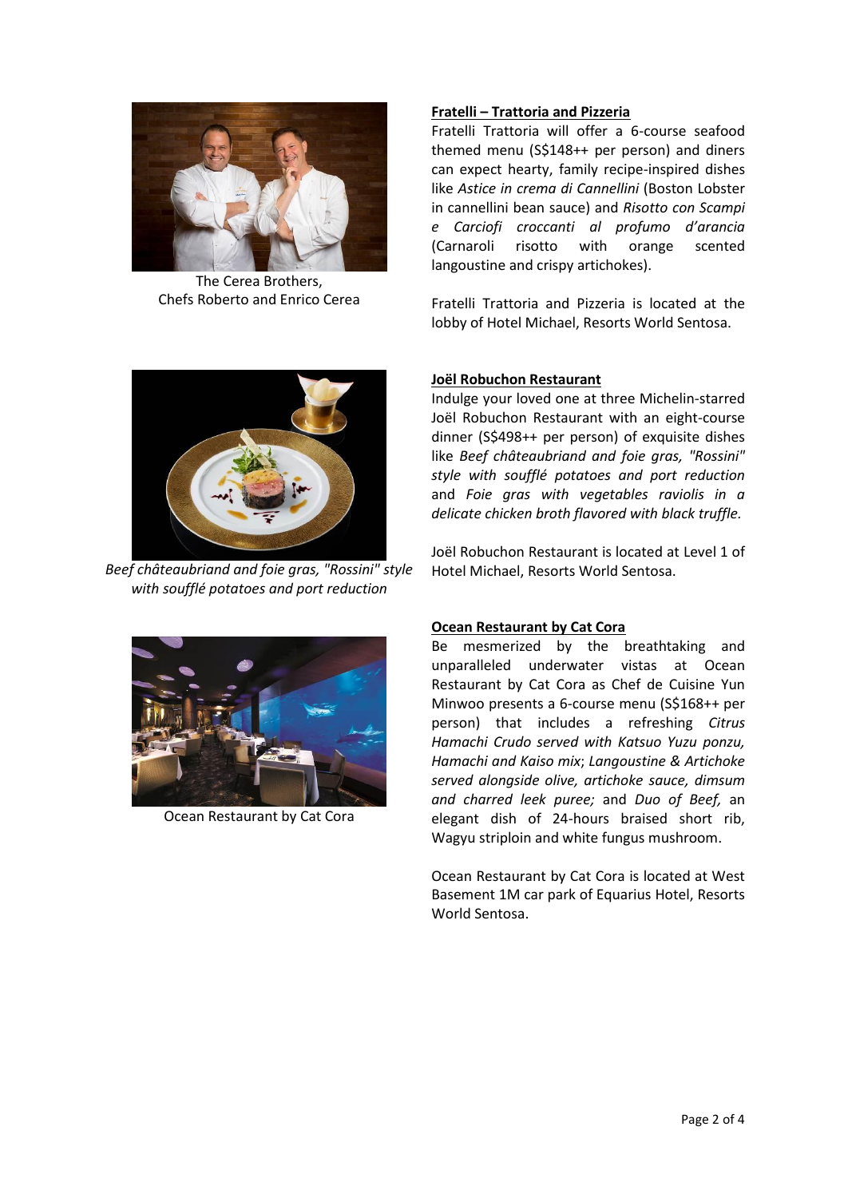The Cerea Brothers,
Chefs Roberto and Enrico Cerea

**Fratelli – Trattoria and Pizzeria**

Fratelli Trattoria will offer a 6-course seafood themed menu (S$148++ per person) and diners can expect hearty, family recipe-inspired dishes like *Astice in crema di Cannellini* (Boston Lobster in cannellini bean sauce) and *Risotto con Scampi e Carciofi croccanti al profumo d'arancia* (Carnaroli risotto with orange scented langoustine and crispy artichokes).

Fratelli Trattoria and Pizzeria is located at the lobby of Hotel Michael, Resorts World Sentosa.

*Beef châteaubriand and foie gras, "Rossini" style with soufflé potatoes and port reduction*

**Joël Robuchon Restaurant**

Indulge your loved one at three Michelin-starred Joël Robuchon Restaurant with an eight-course dinner (S$498++ per person) of exquisite dishes like *Beef châteaubriand and foie gras, "Rossini" style with soufflé potatoes and port reduction* and *Foie gras with vegetables raviolis in a delicate chicken broth flavored with black truffle.*

Joël Robuchon Restaurant is located at Level 1 of Hotel Michael, Resorts World Sentosa.

Ocean Restaurant by Cat Cora

**Ocean Restaurant by Cat Cora**

Be mesmerized by the breathtaking and unparalleled underwater vistas at Ocean Restaurant by Cat Cora as Chef de Cuisine Yun Minwoo presents a 6-course menu (S$168++ per person) that includes a refreshing *Citrus Hamachi Crudo served with Katsuo Yuzu ponzu, Hamachi and Kaiso mix*; *Langoustine & Artichoke served alongside olive, artichoke sauce, dimsum and charred leek puree;* and *Duo of Beef,* an elegant dish of 24-hours braised short rib, Wagyu striploin and white fungus mushroom.

Ocean Restaurant by Cat Cora is located at West Basement 1M car park of Equarius Hotel, Resorts World Sentosa.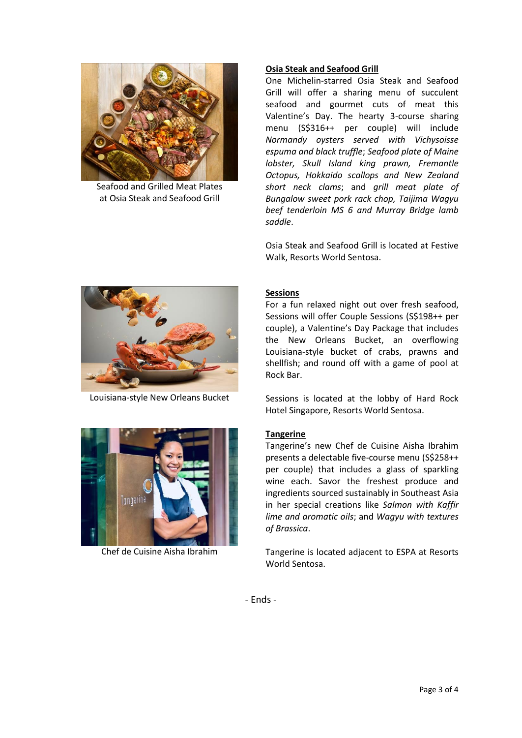Seafood and Grilled Meat Plates at Osia Steak and Seafood Grill

**Osia Steak and Seafood Grill**

One Michelin-starred Osia Steak and Seafood Grill will offer a sharing menu of succulent seafood and gourmet cuts of meat this Valentine's Day. The hearty 3-course sharing menu (S$316++ per couple) will include *Normandy oysters served with Vichysoisse espuma and black truffle*; *Seafood plate of Maine lobster, Skull Island king prawn, Fremantle Octopus, Hokkaido scallops and New Zealand short neck clams*; and *grill meat plate of Bungalow sweet pork rack chop, Taijima Wagyu beef tenderloin MS 6 and Murray Bridge lamb saddle*.

Osia Steak and Seafood Grill is located at Festive Walk, Resorts World Sentosa.

Louisiana-style New Orleans Bucket

**Sessions**

For a fun relaxed night out over fresh seafood, Sessions will offer Couple Sessions (S$198++ per couple), a Valentine's Day Package that includes the New Orleans Bucket, an overflowing Louisiana-style bucket of crabs, prawns and shellfish; and round off with a game of pool at Rock Bar.

Sessions is located at the lobby of Hard Rock Hotel Singapore, Resorts World Sentosa.

Chef de Cuisine Aisha Ibrahim

**Tangerine**

Tangerine's new Chef de Cuisine Aisha Ibrahim presents a delectable five-course menu (S$258++ per couple) that includes a glass of sparkling wine each. Savor the freshest produce and ingredients sourced sustainably in Southeast Asia in her special creations like *Salmon with Kaffir lime and aromatic oils*; and *Wagyu with textures of Brassica*.

Tangerine is located adjacent to ESPA at Resorts World Sentosa.

- Ends -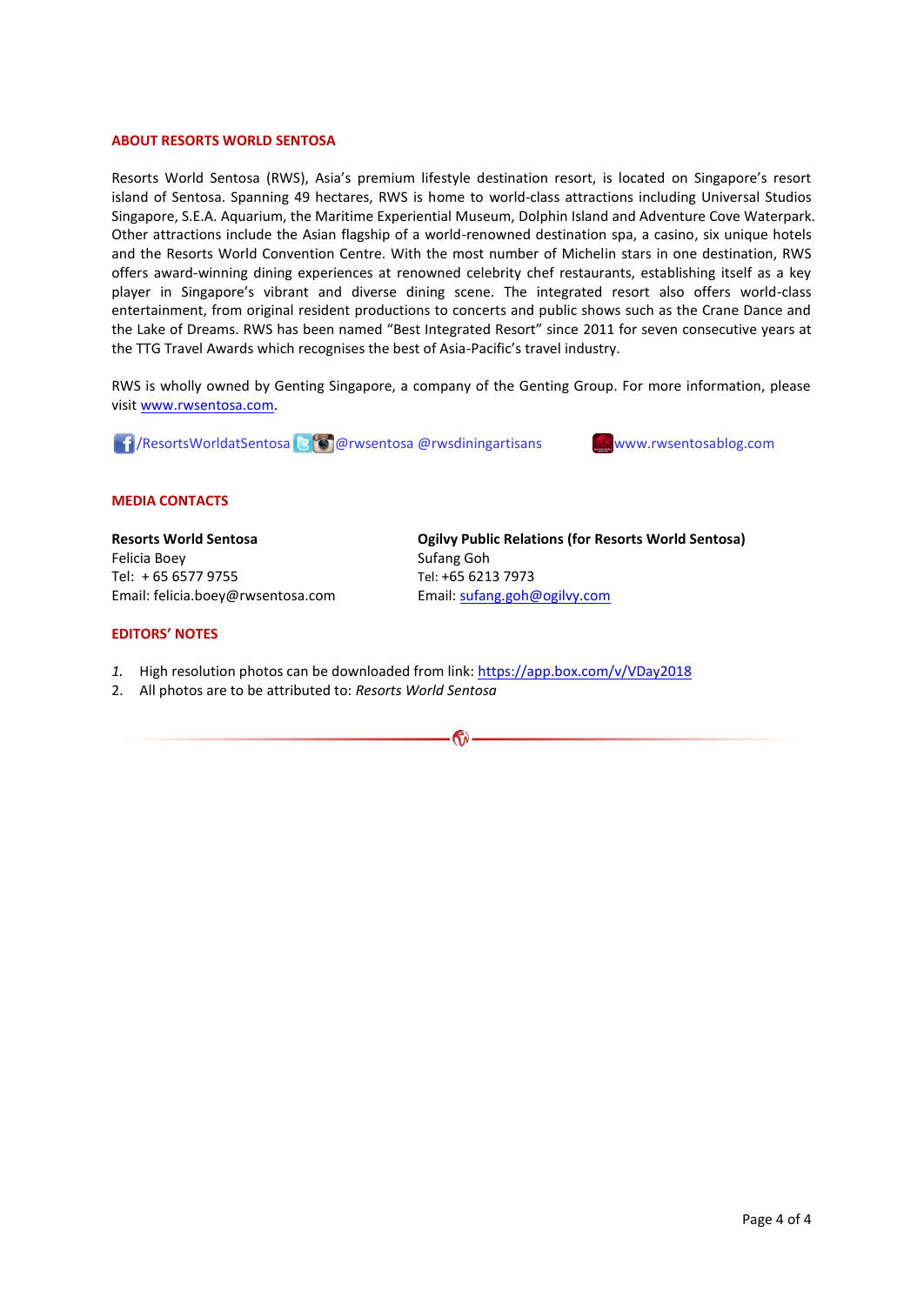## ABOUT RESORTS WORLD SENTOSA

Resorts World Sentosa (RWS), Asia's premium lifestyle destination resort, is located on Singapore's resort island of Sentosa. Spanning 49 hectares, RWS is home to world-class attractions including Universal Studios Singapore, S.E.A. Aquarium, the Maritime Experiential Museum, Dolphin Island and Adventure Cove Waterpark. Other attractions include the Asian flagship of a world-renowned destination spa, a casino, six unique hotels and the Resorts World Convention Centre. With the most number of Michelin stars in one destination, RWS offers award-winning dining experiences at renowned celebrity chef restaurants, establishing itself as a key player in Singapore's vibrant and diverse dining scene. The integrated resort also offers world-class entertainment, from original resident productions to concerts and public shows such as the Crane Dance and the Lake of Dreams. RWS has been named "Best Integrated Resort" since 2011 for seven consecutive years at the TTG Travel Awards which recognises the best of Asia-Pacific's travel industry.

RWS is wholly owned by Genting Singapore, a company of the Genting Group. For more information, please visit www.rwsentosa.com.

/ResortsWorldatSentosa @rwsentosa @rwsdiningartisans www.rwsentosablog.com

## MEDIA CONTACTS

**Resorts World Sentosa**
Felicia Boey
Tel: + 65 6577 9755
Email: felicia.boey@rwsentosa.com

**Ogilvy Public Relations (for Resorts World Sentosa)**
Sufang Goh
Tel: +65 6213 7973
Email: sufang.goh@ogilvy.com

## EDITORS' NOTES

1. High resolution photos can be downloaded from link: https://app.box.com/v/VDay2018
2. All photos are to be attributed to: *Resorts World Sentosa*